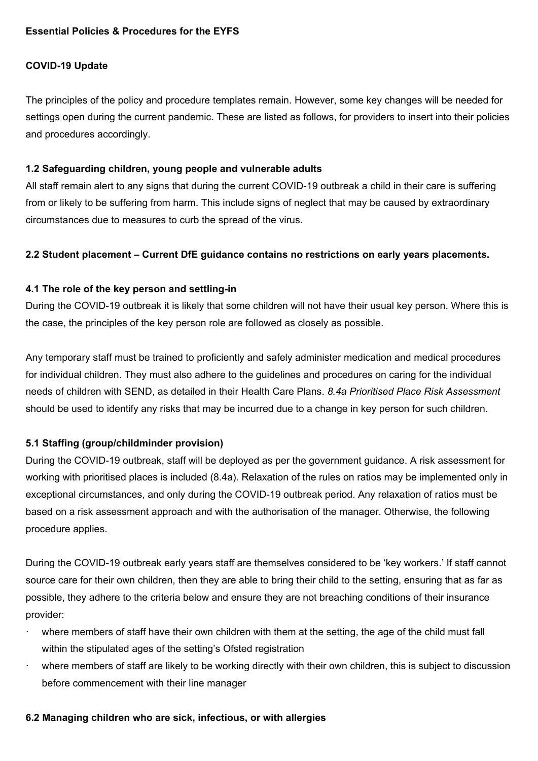**Essential Policies & Procedures for the EYFS**

**COVID-19 Update**

The principles of the policy and procedure templates remain. However, some key changes will be needed for settings open during the current pandemic. These are listed as follows, for providers to insert into their policies and procedures accordingly.

**1.2 Safeguarding children, young people and vulnerable adults**

All staff remain alert to any signs that during the current COVID-19 outbreak a child in their care is suffering from or likely to be suffering from harm. This include signs of neglect that may be caused by extraordinary circumstances due to measures to curb the spread of the virus.

**2.2 Student placement – Current DfE guidance contains no restrictions on early years placements.**

**4.1 The role of the key person and settling-in**

During the COVID-19 outbreak it is likely that some children will not have their usual key person. Where this is the case, the principles of the key person role are followed as closely as possible.

Any temporary staff must be trained to proficiently and safely administer medication and medical procedures for individual children. They must also adhere to the guidelines and procedures on caring for the individual needs of children with SEND, as detailed in their Health Care Plans. *8.4a Prioritised Place Risk Assessment* should be used to identify any risks that may be incurred due to a change in key person for such children.

**5.1 Staffing (group/childminder provision)**

During the COVID-19 outbreak, staff will be deployed as per the government guidance. A risk assessment for working with prioritised places is included (8.4a). Relaxation of the rules on ratios may be implemented only in exceptional circumstances, and only during the COVID-19 outbreak period. Any relaxation of ratios must be based on a risk assessment approach and with the authorisation of the manager. Otherwise, the following procedure applies.

During the COVID-19 outbreak early years staff are themselves considered to be 'key workers.' If staff cannot source care for their own children, then they are able to bring their child to the setting, ensuring that as far as possible, they adhere to the criteria below and ensure they are not breaching conditions of their insurance provider:

- where members of staff have their own children with them at the setting, the age of the child must fall within the stipulated ages of the setting's Ofsted registration
- where members of staff are likely to be working directly with their own children, this is subject to discussion before commencement with their line manager

**6.2 Managing children who are sick, infectious, or with allergies**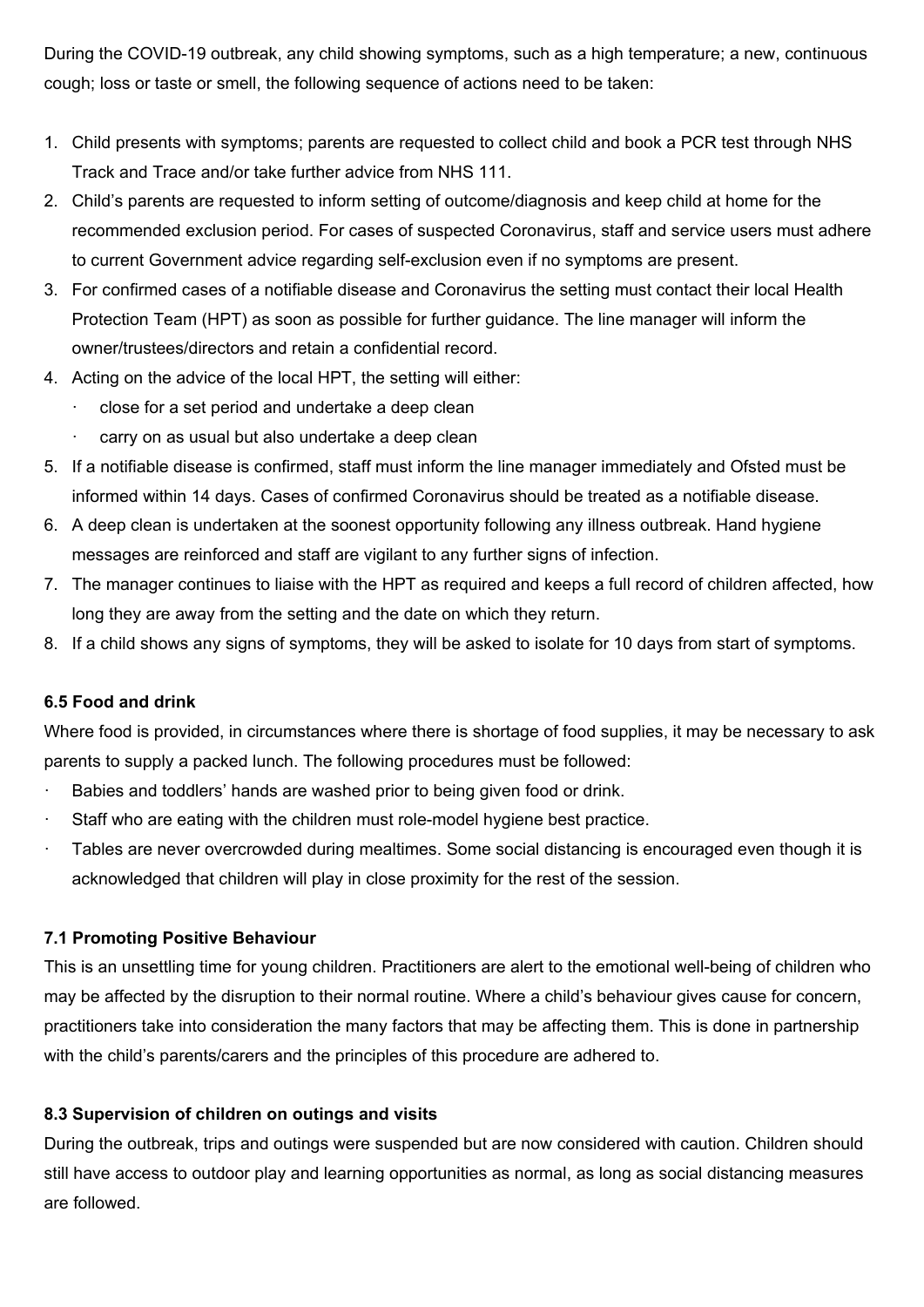During the COVID-19 outbreak, any child showing symptoms, such as a high temperature; a new, continuous cough; loss or taste or smell, the following sequence of actions need to be taken:

1. Child presents with symptoms; parents are requested to collect child and book a PCR test through NHS Track and Trace and/or take further advice from NHS 111.
2. Child's parents are requested to inform setting of outcome/diagnosis and keep child at home for the recommended exclusion period. For cases of suspected Coronavirus, staff and service users must adhere to current Government advice regarding self-exclusion even if no symptoms are present.
3. For confirmed cases of a notifiable disease and Coronavirus the setting must contact their local Health Protection Team (HPT) as soon as possible for further guidance. The line manager will inform the owner/trustees/directors and retain a confidential record.
4. Acting on the advice of the local HPT, the setting will either:
   - close for a set period and undertake a deep clean
   - carry on as usual but also undertake a deep clean
5. If a notifiable disease is confirmed, staff must inform the line manager immediately and Ofsted must be informed within 14 days. Cases of confirmed Coronavirus should be treated as a notifiable disease.
6. A deep clean is undertaken at the soonest opportunity following any illness outbreak. Hand hygiene messages are reinforced and staff are vigilant to any further signs of infection.
7. The manager continues to liaise with the HPT as required and keeps a full record of children affected, how long they are away from the setting and the date on which they return.
8. If a child shows any signs of symptoms, they will be asked to isolate for 10 days from start of symptoms.

**6.5 Food and drink**

Where food is provided, in circumstances where there is shortage of food supplies, it may be necessary to ask parents to supply a packed lunch. The following procedures must be followed:

- Babies and toddlers' hands are washed prior to being given food or drink.
- Staff who are eating with the children must role-model hygiene best practice.
- Tables are never overcrowded during mealtimes. Some social distancing is encouraged even though it is acknowledged that children will play in close proximity for the rest of the session.

**7.1 Promoting Positive Behaviour**

This is an unsettling time for young children. Practitioners are alert to the emotional well-being of children who may be affected by the disruption to their normal routine. Where a child's behaviour gives cause for concern, practitioners take into consideration the many factors that may be affecting them. This is done in partnership with the child's parents/carers and the principles of this procedure are adhered to.

**8.3 Supervision of children on outings and visits**

During the outbreak, trips and outings were suspended but are now considered with caution. Children should still have access to outdoor play and learning opportunities as normal, as long as social distancing measures are followed.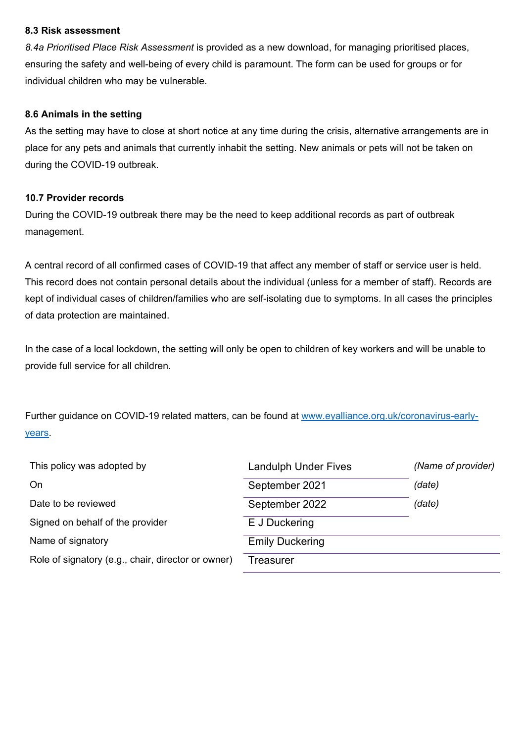#### 8.3 Risk assessment

*8.4a Prioritised Place Risk Assessment* is provided as a new download, for managing prioritised places, ensuring the safety and well-being of every child is paramount. The form can be used for groups or for individual children who may be vulnerable.

#### 8.6 Animals in the setting

As the setting may have to close at short notice at any time during the crisis, alternative arrangements are in place for any pets and animals that currently inhabit the setting. New animals or pets will not be taken on during the COVID-19 outbreak.

#### 10.7 Provider records

During the COVID-19 outbreak there may be the need to keep additional records as part of outbreak management.

A central record of all confirmed cases of COVID-19 that affect any member of staff or service user is held. This record does not contain personal details about the individual (unless for a member of staff). Records are kept of individual cases of children/families who are self-isolating due to symptoms. In all cases the principles of data protection are maintained.

In the case of a local lockdown, the setting will only be open to children of key workers and will be unable to provide full service for all children.

Further guidance on COVID-19 related matters, can be found at [www.eyalliance.org.uk/coronavirus-early-years](www.eyalliance.org.uk/coronavirus-early-years).

| | | |
|---|---|---|
| This policy was adopted by | Landulph Under Fives | *(Name of provider)* |
| On | September 2021 | *(date)* |
| Date to be reviewed | September 2022 | *(date)* |
| Signed on behalf of the provider | E J Duckering | |
| Name of signatory | Emily Duckering | |
| Role of signatory (e.g., chair, director or owner) | Treasurer | |